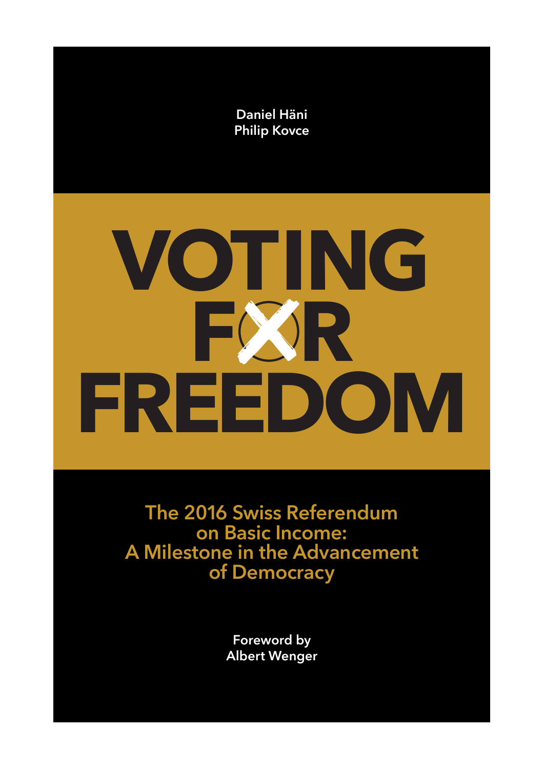Daniel Häni
Philip Kovce

# VOTING FOR FREEDOM

## The 2016 Swiss Referendum on Basic Income: A Milestone in the Advancement of Democracy

Foreword by
Albert Wenger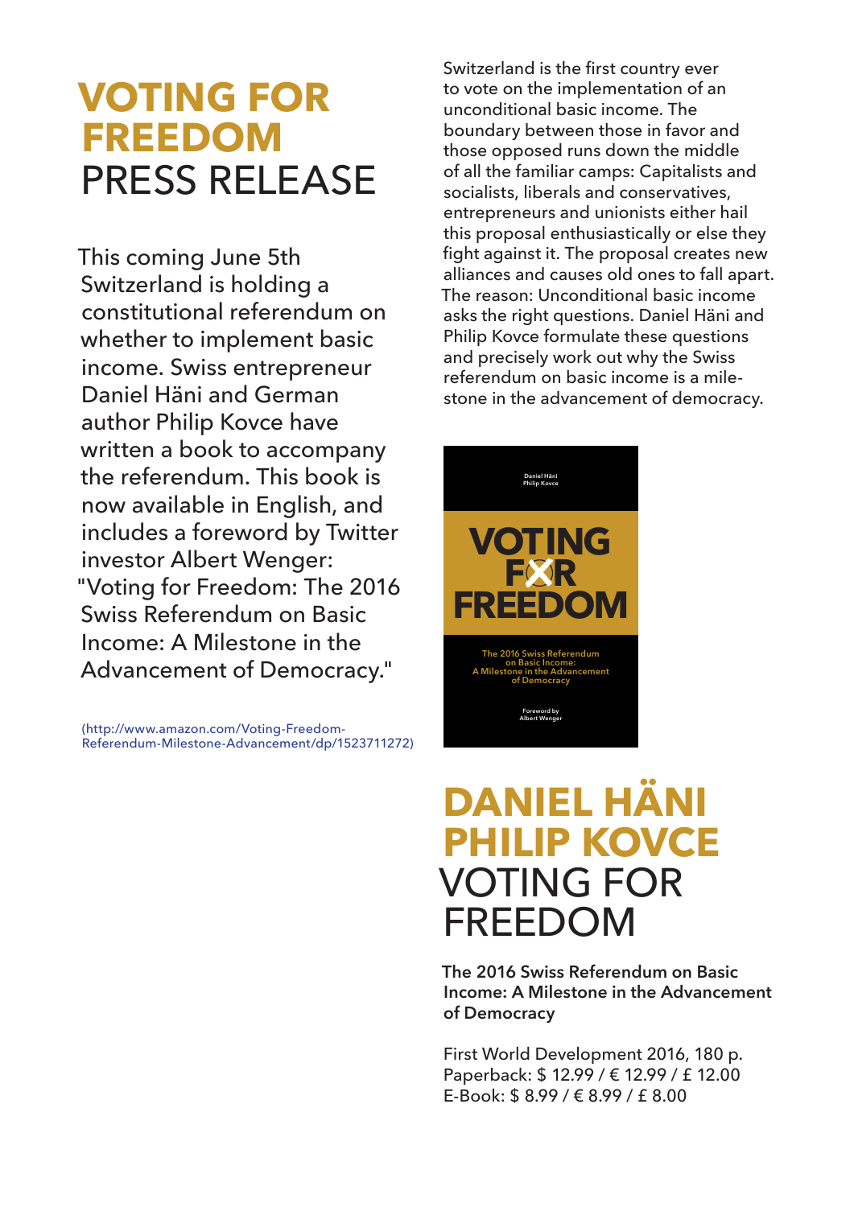# VOTING FOR FREEDOM
## PRESS RELEASE

This coming June 5th Switzerland is holding a constitutional referendum on whether to implement basic income. Swiss entrepreneur Daniel Häni and German author Philip Kovce have written a book to accompany the referendum. This book is now available in English, and includes a foreword by Twitter investor Albert Wenger: "Voting for Freedom: The 2016 Swiss Referendum on Basic Income: A Milestone in the Advancement of Democracy."

(http://www.amazon.com/Voting-Freedom-Referendum-Milestone-Advancement/dp/1523711272)

Switzerland is the first country ever to vote on the implementation of an unconditional basic income. The boundary between those in favor and those opposed runs down the middle of all the familiar camps: Capitalists and socialists, liberals and conservatives, entrepreneurs and unionists either hail this proposal enthusiastically or else they fight against it. The proposal creates new alliances and causes old ones to fall apart. The reason: Unconditional basic income asks the right questions. Daniel Häni and Philip Kovce formulate these questions and precisely work out why the Swiss referendum on basic income is a milestone in the advancement of democracy.

Daniel Häni
Philip Kovce

VOTING FOR FREEDOM

The 2016 Swiss Referendum on Basic Income: A Milestone in the Advancement of Democracy

Foreword by Albert Wenger

## DANIEL HÄNI
## PHILIP KOVCE
## VOTING FOR FREEDOM

**The 2016 Swiss Referendum on Basic Income: A Milestone in the Advancement of Democracy**

First World Development 2016, 180 p.
Paperback: $ 12.99 / € 12.99 / £ 12.00
E-Book: $ 8.99 / € 8.99 / £ 8.00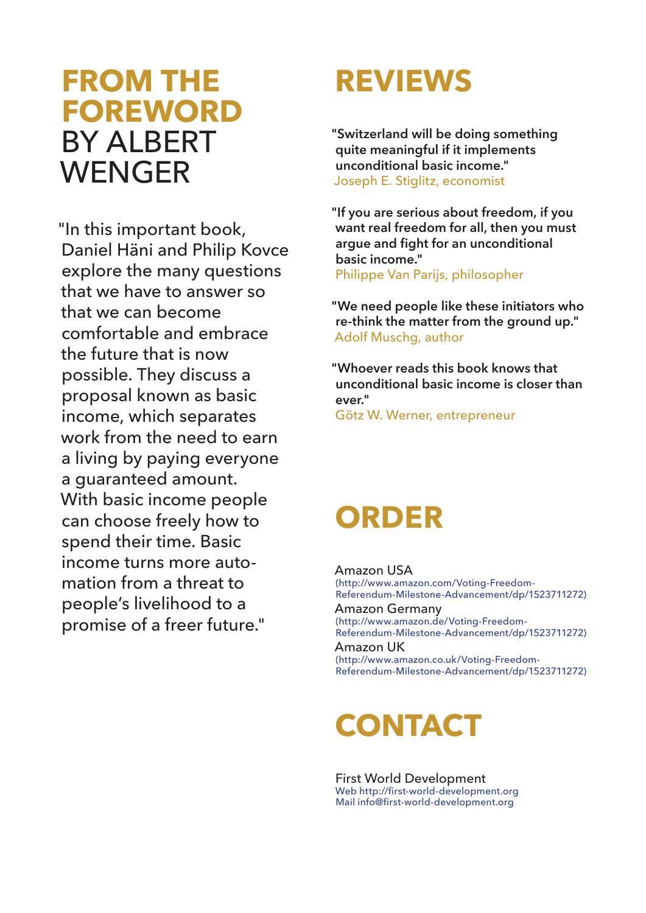## FROM THE FOREWORD BY ALBERT WENGER

"In this important book, Daniel Häni and Philip Kovce explore the many questions that we have to answer so that we can become comfortable and embrace the future that is now possible. They discuss a proposal known as basic income, which separates work from the need to earn a living by paying everyone a guaranteed amount. With basic income people can choose freely how to spend their time. Basic income turns more automation from a threat to people's livelihood to a promise of a freer future."

## REVIEWS

**"Switzerland will be doing something quite meaningful if it implements unconditional basic income."**
Joseph E. Stiglitz, economist

**"If you are serious about freedom, if you want real freedom for all, then you must argue and fight for an unconditional basic income."**
Philippe Van Parijs, philosopher

**"We need people like these initiators who re-think the matter from the ground up."**
Adolf Muschg, author

**"Whoever reads this book knows that unconditional basic income is closer than ever."**
Götz W. Werner, entrepreneur

## ORDER

Amazon USA
(http://www.amazon.com/Voting-Freedom-Referendum-Milestone-Advancement/dp/1523711272)

Amazon Germany
(http://www.amazon.de/Voting-Freedom-Referendum-Milestone-Advancement/dp/1523711272)

Amazon UK
(http://www.amazon.co.uk/Voting-Freedom-Referendum-Milestone-Advancement/dp/1523711272)

## CONTACT

First World Development
Web http://first-world-development.org
Mail info@first-world-development.org